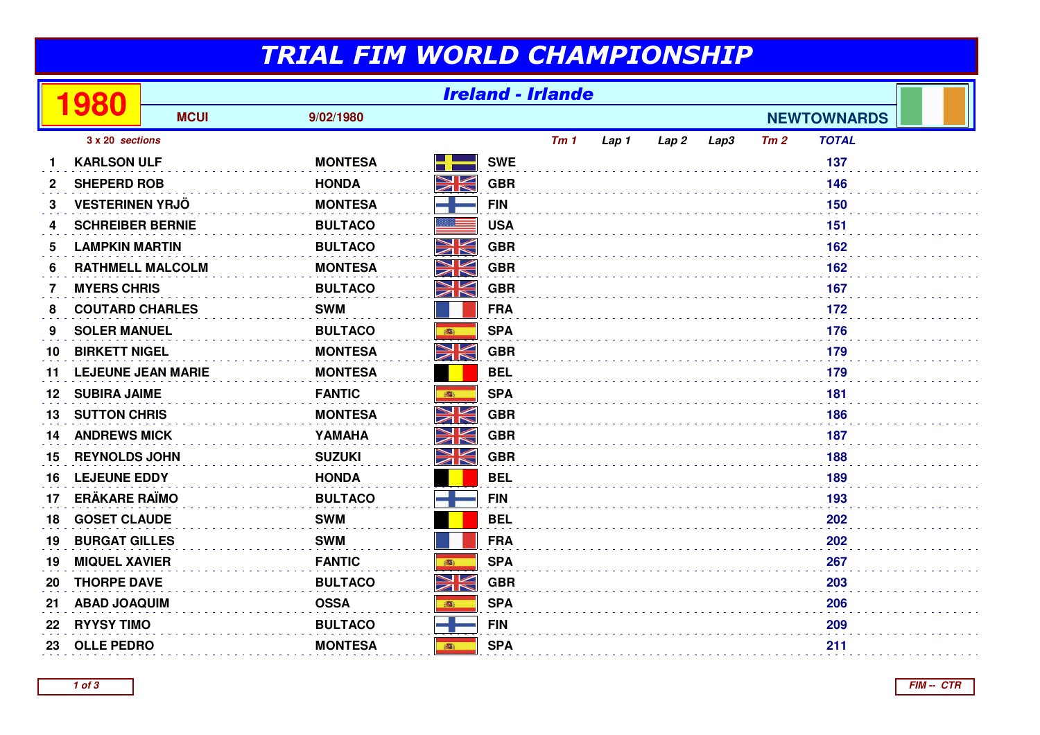# TRIAL FIM WORLD CHAMPIONSHIP

## 1980 — Ireland - Irlande

**MCUI** 9/02/1980 **NEWTOWNARDS**

*3 x 20 sections*

| | | | | *Tm 1* | *Lap 1* | *Lap 2* | *Lap3* | *Tm 2* | *TOTAL* |
|---|---|---|---|---|---|---|---|---|---|
| 1 | KARLSON ULF | MONTESA | SWE | | | | | | 137 |
| 2 | SHEPERD ROB | HONDA | GBR | | | | | | 146 |
| 3 | VESTERINEN YRJÖ | MONTESA | FIN | | | | | | 150 |
| 4 | SCHREIBER BERNIE | BULTACO | USA | | | | | | 151 |
| 5 | LAMPKIN MARTIN | BULTACO | GBR | | | | | | 162 |
| 6 | RATHMELL MALCOLM | MONTESA | GBR | | | | | | 162 |
| 7 | MYERS CHRIS | BULTACO | GBR | | | | | | 167 |
| 8 | COUTARD CHARLES | SWM | FRA | | | | | | 172 |
| 9 | SOLER MANUEL | BULTACO | SPA | | | | | | 176 |
| 10 | BIRKETT NIGEL | MONTESA | GBR | | | | | | 179 |
| 11 | LEJEUNE JEAN MARIE | MONTESA | BEL | | | | | | 179 |
| 12 | SUBIRA JAIME | FANTIC | SPA | | | | | | 181 |
| 13 | SUTTON CHRIS | MONTESA | GBR | | | | | | 186 |
| 14 | ANDREWS MICK | YAMAHA | GBR | | | | | | 187 |
| 15 | REYNOLDS JOHN | SUZUKI | GBR | | | | | | 188 |
| 16 | LEJEUNE EDDY | HONDA | BEL | | | | | | 189 |
| 17 | ERÄKARE RAÏMO | BULTACO | FIN | | | | | | 193 |
| 18 | GOSET CLAUDE | SWM | BEL | | | | | | 202 |
| 19 | BURGAT GILLES | SWM | FRA | | | | | | 202 |
| 19 | MIQUEL XAVIER | FANTIC | SPA | | | | | | 267 |
| 20 | THORPE DAVE | BULTACO | GBR | | | | | | 203 |
| 21 | ABAD JOAQUIM | OSSA | SPA | | | | | | 206 |
| 22 | RYYSY TIMO | BULTACO | FIN | | | | | | 209 |
| 23 | OLLE PEDRO | MONTESA | SPA | | | | | | 211 |

*FIM -- CTR*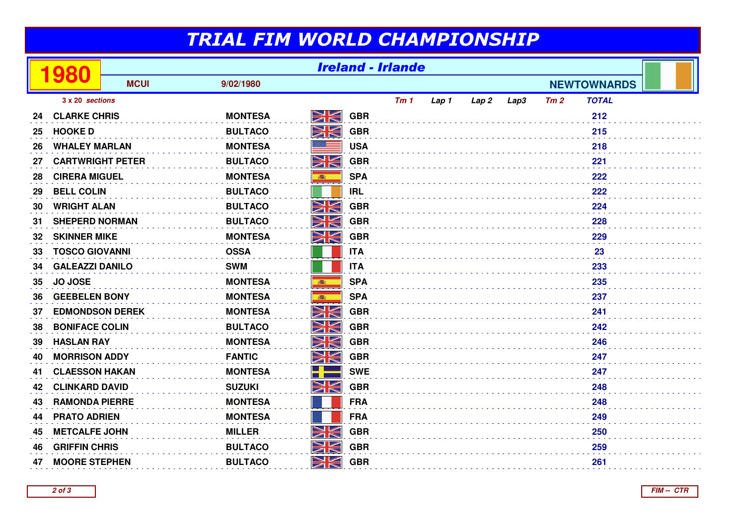# TRIAL FIM WORLD CHAMPIONSHIP

## 1980 — Ireland - Irlande

**MCUI** — 9/02/1980 — **NEWTOWNARDS**

*3 x 20 sections*

| | Rider | Make | Nation | Tm 1 | Lap 1 | Lap 2 | Lap3 | Tm 2 | TOTAL |
|---|---|---|---|---|---|---|---|---|---|
| 24 | CLARKE CHRIS | MONTESA | GBR | | | | | | 212 |
| 25 | HOOKE D | BULTACO | GBR | | | | | | 215 |
| 26 | WHALEY MARLAN | MONTESA | USA | | | | | | 218 |
| 27 | CARTWRIGHT PETER | BULTACO | GBR | | | | | | 221 |
| 28 | CIRERA MIGUEL | MONTESA | SPA | | | | | | 222 |
| 29 | BELL COLIN | BULTACO | IRL | | | | | | 222 |
| 30 | WRIGHT ALAN | BULTACO | GBR | | | | | | 224 |
| 31 | SHEPERD NORMAN | BULTACO | GBR | | | | | | 228 |
| 32 | SKINNER MIKE | MONTESA | GBR | | | | | | 229 |
| 33 | TOSCO GIOVANNI | OSSA | ITA | | | | | | 23 |
| 34 | GALEAZZI DANILO | SWM | ITA | | | | | | 233 |
| 35 | JO JOSE | MONTESA | SPA | | | | | | 235 |
| 36 | GEEBELEN BONY | MONTESA | SPA | | | | | | 237 |
| 37 | EDMONDSON DEREK | MONTESA | GBR | | | | | | 241 |
| 38 | BONIFACE COLIN | BULTACO | GBR | | | | | | 242 |
| 39 | HASLAN RAY | MONTESA | GBR | | | | | | 246 |
| 40 | MORRISON ADDY | FANTIC | GBR | | | | | | 247 |
| 41 | CLAESSON HAKAN | MONTESA | SWE | | | | | | 247 |
| 42 | CLINKARD DAVID | SUZUKI | GBR | | | | | | 248 |
| 43 | RAMONDA PIERRE | MONTESA | FRA | | | | | | 248 |
| 44 | PRATO ADRIEN | MONTESA | FRA | | | | | | 249 |
| 45 | METCALFE JOHN | MILLER | GBR | | | | | | 250 |
| 46 | GRIFFIN CHRIS | BULTACO | GBR | | | | | | 259 |
| 47 | MOORE STEPHEN | BULTACO | GBR | | | | | | 261 |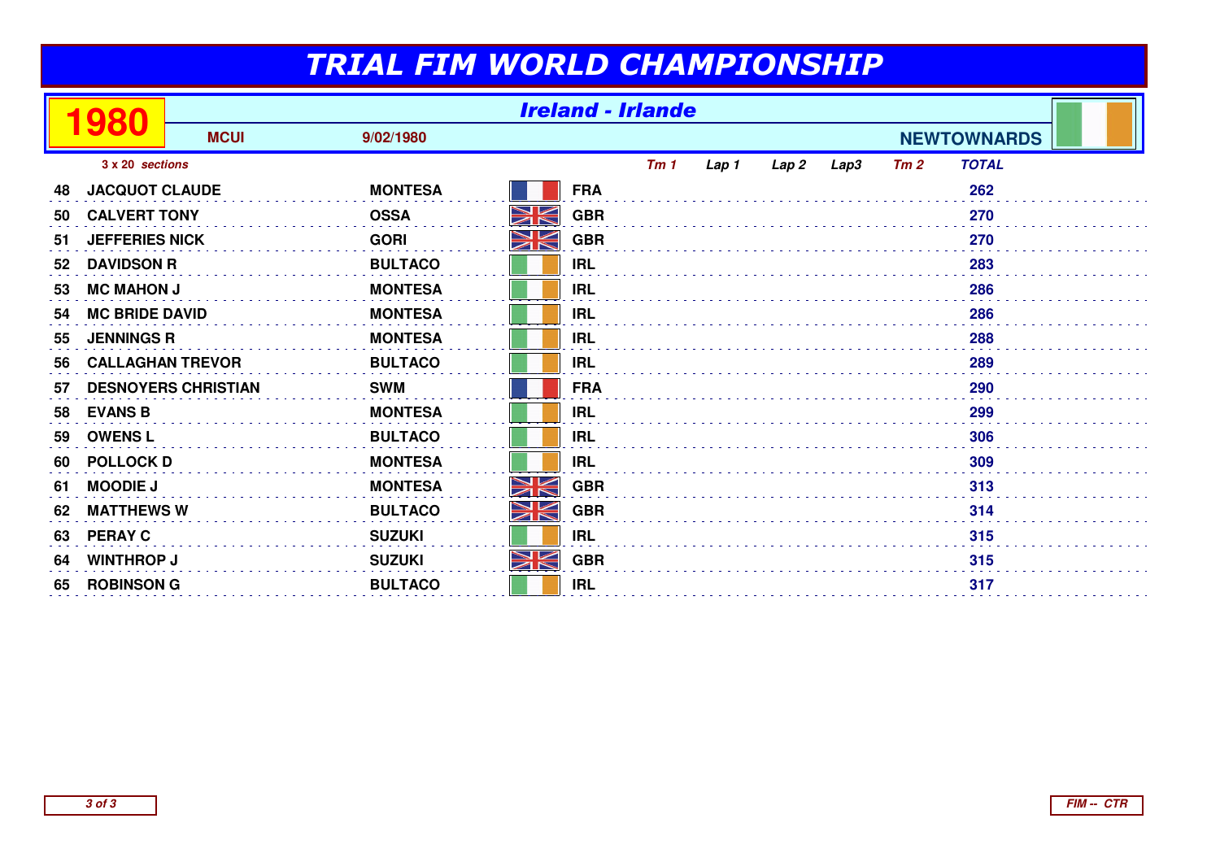# TRIAL FIM WORLD CHAMPIONSHIP

## 1980

### Ireland - Irlande

**MCUI** 9/02/1980 **NEWTOWNARDS**

*3 x 20 sections*

| | | | | Tm 1 | Lap 1 | Lap 2 | Lap3 | Tm 2 | TOTAL |
|---|---|---|---|---|---|---|---|---|---|
| 48 | JACQUOT CLAUDE | MONTESA | FRA | | | | | | 262 |
| 50 | CALVERT TONY | OSSA | GBR | | | | | | 270 |
| 51 | JEFFERIES NICK | GORI | GBR | | | | | | 270 |
| 52 | DAVIDSON R | BULTACO | IRL | | | | | | 283 |
| 53 | MC MAHON J | MONTESA | IRL | | | | | | 286 |
| 54 | MC BRIDE DAVID | MONTESA | IRL | | | | | | 286 |
| 55 | JENNINGS R | MONTESA | IRL | | | | | | 288 |
| 56 | CALLAGHAN TREVOR | BULTACO | IRL | | | | | | 289 |
| 57 | DESNOYERS CHRISTIAN | SWM | FRA | | | | | | 290 |
| 58 | EVANS B | MONTESA | IRL | | | | | | 299 |
| 59 | OWENS L | BULTACO | IRL | | | | | | 306 |
| 60 | POLLOCK D | MONTESA | IRL | | | | | | 309 |
| 61 | MOODIE J | MONTESA | GBR | | | | | | 313 |
| 62 | MATTHEWS W | BULTACO | GBR | | | | | | 314 |
| 63 | PERAY C | SUZUKI | IRL | | | | | | 315 |
| 64 | WINTHROP J | SUZUKI | GBR | | | | | | 315 |
| 65 | ROBINSON G | BULTACO | IRL | | | | | | 317 |

FIM -- CTR